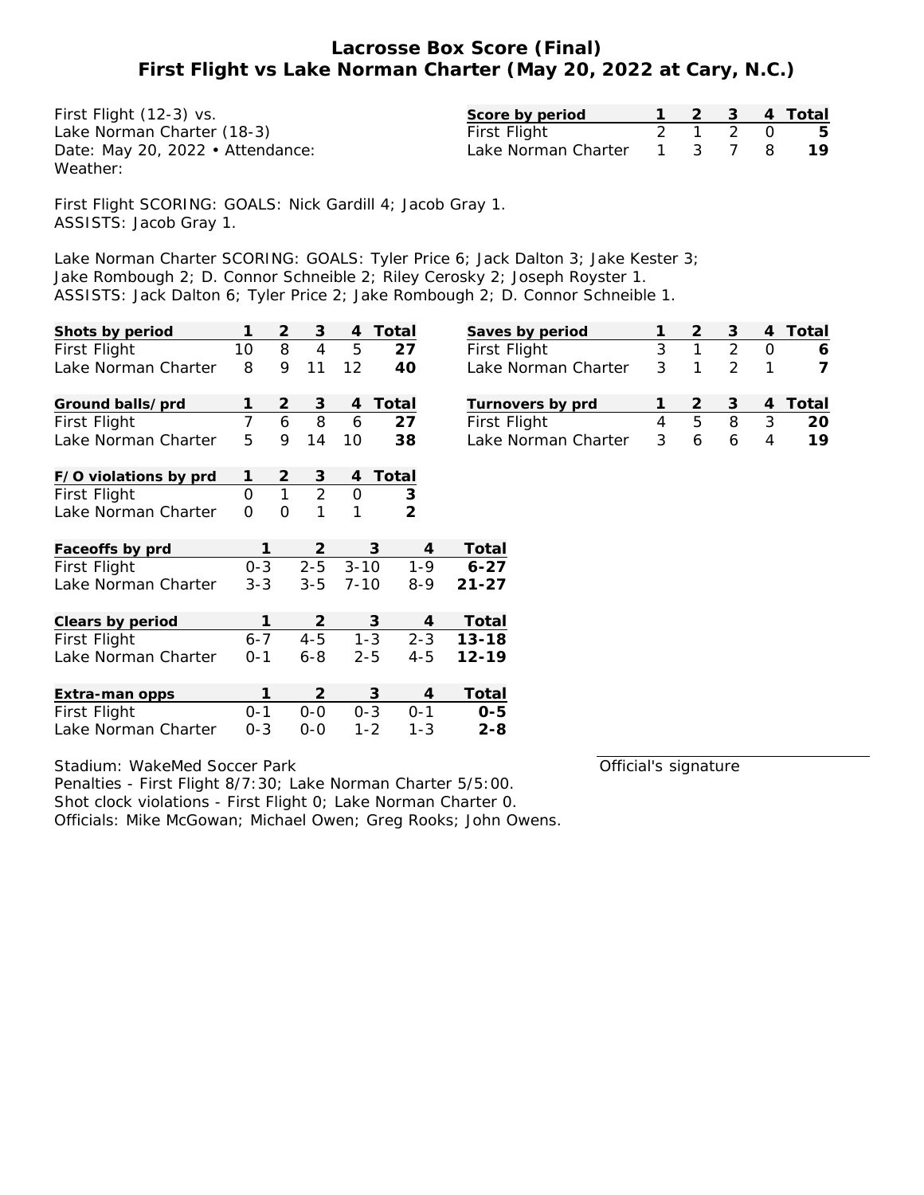# Lacrosse Box Score (Final)
## First Flight vs Lake Norman Charter (May 20, 2022 at Cary, N.C.)

First Flight (12-3) vs.
Lake Norman Charter (18-3)
Date: May 20, 2022 • Attendance:
Weather:

| Score by period | 1 | 2 | 3 | 4 | Total |
|---|---|---|---|---|---|
| First Flight | 2 | 1 | 2 | 0 | **5** |
| Lake Norman Charter | 1 | 3 | 7 | 8 | **19** |

First Flight SCORING: GOALS: Nick Gardill 4; Jacob Gray 1.
ASSISTS: Jacob Gray 1.

Lake Norman Charter SCORING: GOALS: Tyler Price 6; Jack Dalton 3; Jake Kester 3; Jake Rombough 2; D. Connor Schneible 2; Riley Cerosky 2; Joseph Royster 1.
ASSISTS: Jack Dalton 6; Tyler Price 2; Jake Rombough 2; D. Connor Schneible 1.

| Shots by period | 1 | 2 | 3 | 4 | Total |
|---|---|---|---|---|---|
| First Flight | 10 | 8 | 4 | 5 | **27** |
| Lake Norman Charter | 8 | 9 | 11 | 12 | **40** |

| Saves by period | 1 | 2 | 3 | 4 | Total |
|---|---|---|---|---|---|
| First Flight | 3 | 1 | 2 | 0 | **6** |
| Lake Norman Charter | 3 | 1 | 2 | 1 | **7** |

| Ground balls/prd | 1 | 2 | 3 | 4 | Total |
|---|---|---|---|---|---|
| First Flight | 7 | 6 | 8 | 6 | **27** |
| Lake Norman Charter | 5 | 9 | 14 | 10 | **38** |

| Turnovers by prd | 1 | 2 | 3 | 4 | Total |
|---|---|---|---|---|---|
| First Flight | 4 | 5 | 8 | 3 | **20** |
| Lake Norman Charter | 3 | 6 | 6 | 4 | **19** |

| F/O violations by prd | 1 | 2 | 3 | 4 | Total |
|---|---|---|---|---|---|
| First Flight | 0 | 1 | 2 | 0 | **3** |
| Lake Norman Charter | 0 | 0 | 1 | 1 | **2** |

| Faceoffs by prd | 1 | 2 | 3 | 4 | Total |
|---|---|---|---|---|---|
| First Flight | 0-3 | 2-5 | 3-10 | 1-9 | **6-27** |
| Lake Norman Charter | 3-3 | 3-5 | 7-10 | 8-9 | **21-27** |

| Clears by period | 1 | 2 | 3 | 4 | Total |
|---|---|---|---|---|---|
| First Flight | 6-7 | 4-5 | 1-3 | 2-3 | **13-18** |
| Lake Norman Charter | 0-1 | 6-8 | 2-5 | 4-5 | **12-19** |

| Extra-man opps | 1 | 2 | 3 | 4 | Total |
|---|---|---|---|---|---|
| First Flight | 0-1 | 0-0 | 0-3 | 0-1 | **0-5** |
| Lake Norman Charter | 0-3 | 0-0 | 1-2 | 1-3 | **2-8** |

Stadium: WakeMed Soccer Park
Penalties - First Flight 8/7:30; Lake Norman Charter 5/5:00.
Shot clock violations - First Flight 0; Lake Norman Charter 0.
Officials: Mike McGowan; Michael Owen; Greg Rooks; John Owens.

Official's signature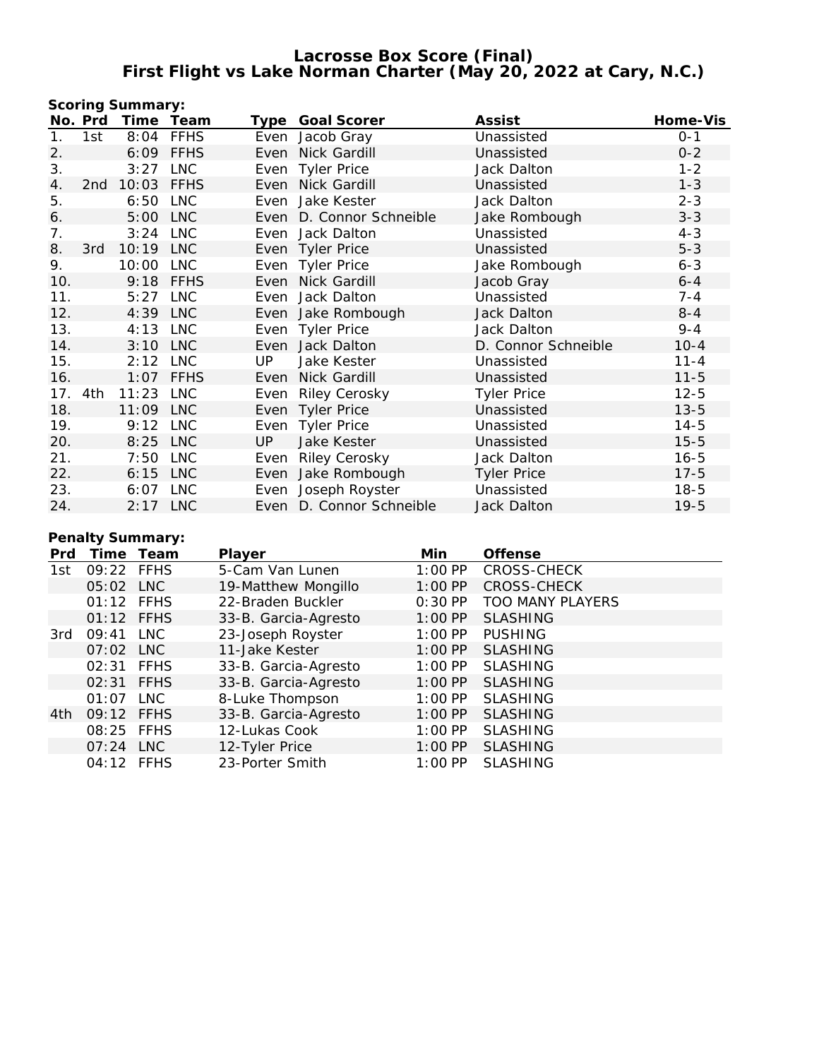# Lacrosse Box Score (Final)
## First Flight vs Lake Norman Charter (May 20, 2022 at Cary, N.C.)

**Scoring Summary:**

| No. | Prd | Time | Team | Type | Goal Scorer | Assist | Home-Vis |
|---|---|---|---|---|---|---|---|
| 1. | 1st | 8:04 | FFHS | Even | Jacob Gray | Unassisted | 0-1 |
| 2. | | 6:09 | FFHS | Even | Nick Gardill | Unassisted | 0-2 |
| 3. | | 3:27 | LNC | Even | Tyler Price | Jack Dalton | 1-2 |
| 4. | 2nd | 10:03 | FFHS | Even | Nick Gardill | Unassisted | 1-3 |
| 5. | | 6:50 | LNC | Even | Jake Kester | Jack Dalton | 2-3 |
| 6. | | 5:00 | LNC | Even | D. Connor Schneible | Jake Rombough | 3-3 |
| 7. | | 3:24 | LNC | Even | Jack Dalton | Unassisted | 4-3 |
| 8. | 3rd | 10:19 | LNC | Even | Tyler Price | Unassisted | 5-3 |
| 9. | | 10:00 | LNC | Even | Tyler Price | Jake Rombough | 6-3 |
| 10. | | 9:18 | FFHS | Even | Nick Gardill | Jacob Gray | 6-4 |
| 11. | | 5:27 | LNC | Even | Jack Dalton | Unassisted | 7-4 |
| 12. | | 4:39 | LNC | Even | Jake Rombough | Jack Dalton | 8-4 |
| 13. | | 4:13 | LNC | Even | Tyler Price | Jack Dalton | 9-4 |
| 14. | | 3:10 | LNC | Even | Jack Dalton | D. Connor Schneible | 10-4 |
| 15. | | 2:12 | LNC | UP | Jake Kester | Unassisted | 11-4 |
| 16. | | 1:07 | FFHS | Even | Nick Gardill | Unassisted | 11-5 |
| 17. | 4th | 11:23 | LNC | Even | Riley Cerosky | Tyler Price | 12-5 |
| 18. | | 11:09 | LNC | Even | Tyler Price | Unassisted | 13-5 |
| 19. | | 9:12 | LNC | Even | Tyler Price | Unassisted | 14-5 |
| 20. | | 8:25 | LNC | UP | Jake Kester | Unassisted | 15-5 |
| 21. | | 7:50 | LNC | Even | Riley Cerosky | Jack Dalton | 16-5 |
| 22. | | 6:15 | LNC | Even | Jake Rombough | Tyler Price | 17-5 |
| 23. | | 6:07 | LNC | Even | Joseph Royster | Unassisted | 18-5 |
| 24. | | 2:17 | LNC | Even | D. Connor Schneible | Jack Dalton | 19-5 |

**Penalty Summary:**

| Prd | Time | Team | Player | Min | Offense |
|---|---|---|---|---|---|
| 1st | 09:22 | FFHS | 5-Cam Van Lunen | 1:00 PP | CROSS-CHECK |
| | 05:02 | LNC | 19-Matthew Mongillo | 1:00 PP | CROSS-CHECK |
| | 01:12 | FFHS | 22-Braden Buckler | 0:30 PP | TOO MANY PLAYERS |
| | 01:12 | FFHS | 33-B. Garcia-Agresto | 1:00 PP | SLASHING |
| 3rd | 09:41 | LNC | 23-Joseph Royster | 1:00 PP | PUSHING |
| | 07:02 | LNC | 11-Jake Kester | 1:00 PP | SLASHING |
| | 02:31 | FFHS | 33-B. Garcia-Agresto | 1:00 PP | SLASHING |
| | 02:31 | FFHS | 33-B. Garcia-Agresto | 1:00 PP | SLASHING |
| | 01:07 | LNC | 8-Luke Thompson | 1:00 PP | SLASHING |
| 4th | 09:12 | FFHS | 33-B. Garcia-Agresto | 1:00 PP | SLASHING |
| | 08:25 | FFHS | 12-Lukas Cook | 1:00 PP | SLASHING |
| | 07:24 | LNC | 12-Tyler Price | 1:00 PP | SLASHING |
| | 04:12 | FFHS | 23-Porter Smith | 1:00 PP | SLASHING |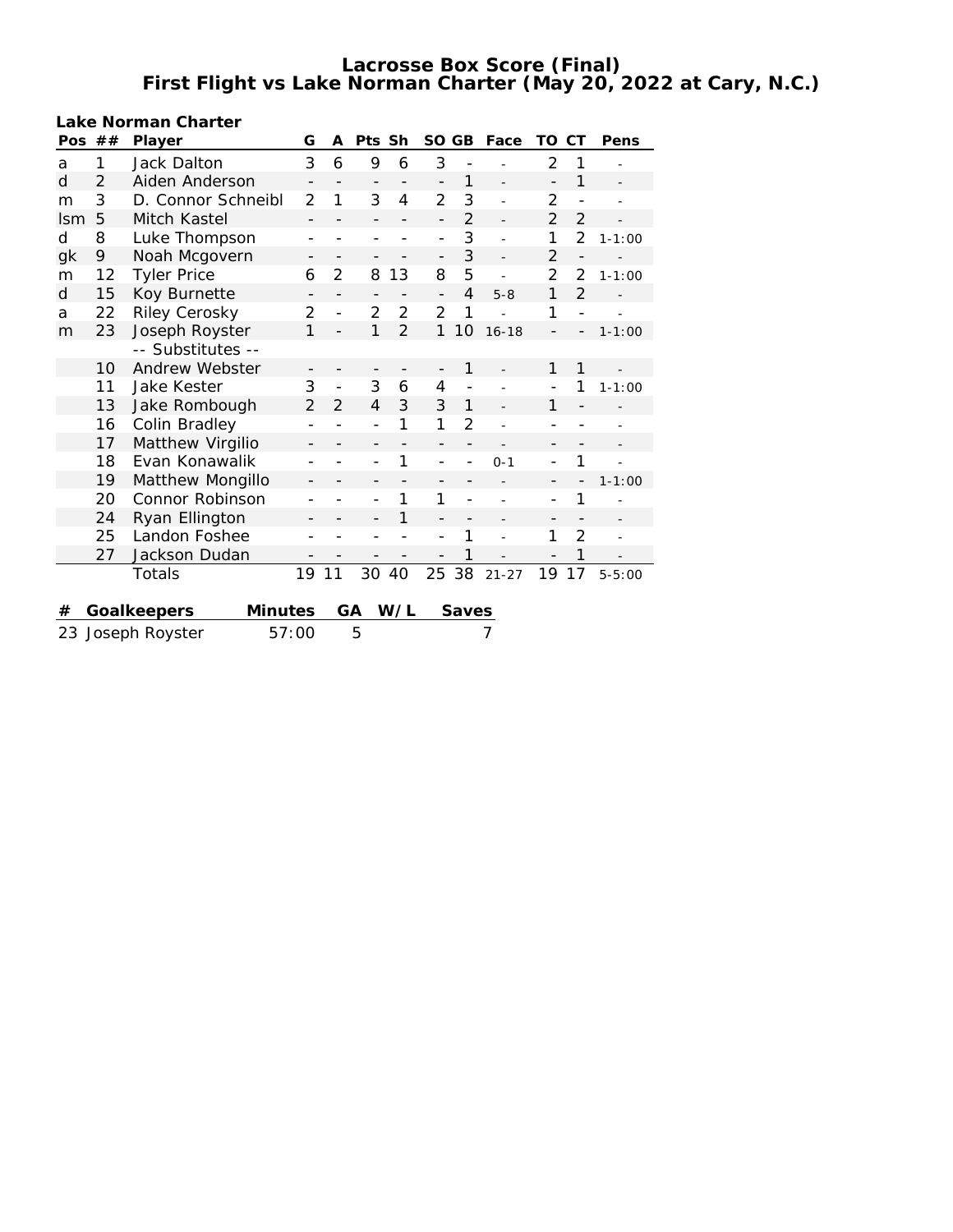# Lacrosse Box Score (Final)
## First Flight vs Lake Norman Charter (May 20, 2022 at Cary, N.C.)

**Lake Norman Charter**

| Pos | ## | Player | G | A | Pts | Sh | SO | GB | Face | TO | CT | Pens |
|---|---|---|---|---|---|---|---|---|---|---|---|---|
| a | 1 | Jack Dalton | 3 | 6 | 9 | 6 | 3 | - | - | 2 | 1 | - |
| d | 2 | Aiden Anderson | - | - | - | - | - | 1 | - | - | 1 | - |
| m | 3 | D. Connor Schneibl | 2 | 1 | 3 | 4 | 2 | 3 | - | 2 | - | - |
| lsm | 5 | Mitch Kastel | - | - | - | - | - | 2 | - | 2 | 2 | - |
| d | 8 | Luke Thompson | - | - | - | - | - | 3 | - | 1 | 2 | 1-1:00 |
| gk | 9 | Noah Mcgovern | - | - | - | - | - | 3 | - | 2 | - | - |
| m | 12 | Tyler Price | 6 | 2 | 8 | 13 | 8 | 5 | - | 2 | 2 | 1-1:00 |
| d | 15 | Koy Burnette | - | - | - | - | - | 4 | 5-8 | 1 | 2 | - |
| a | 22 | Riley Cerosky | 2 | - | 2 | 2 | 2 | 1 | - | 1 | - | - |
| m | 23 | Joseph Royster | 1 | - | 1 | 2 | 1 | 10 | 16-18 | - | - | 1-1:00 |
| | | -- Substitutes -- | | | | | | | | | | |
| | 10 | Andrew Webster | - | - | - | - | - | 1 | - | 1 | 1 | - |
| | 11 | Jake Kester | 3 | - | 3 | 6 | 4 | - | - | - | 1 | 1-1:00 |
| | 13 | Jake Rombough | 2 | 2 | 4 | 3 | 3 | 1 | - | 1 | - | - |
| | 16 | Colin Bradley | - | - | - | 1 | 1 | 2 | - | - | - | - |
| | 17 | Matthew Virgilio | - | - | - | - | - | - | - | - | - | - |
| | 18 | Evan Konawalik | - | - | - | 1 | - | - | 0-1 | - | 1 | - |
| | 19 | Matthew Mongillo | - | - | - | - | - | - | - | - | - | 1-1:00 |
| | 20 | Connor Robinson | - | - | - | 1 | 1 | - | - | - | 1 | - |
| | 24 | Ryan Ellington | - | - | - | 1 | - | - | - | - | - | - |
| | 25 | Landon Foshee | - | - | - | - | - | 1 | - | 1 | 2 | - |
| | 27 | Jackson Dudan | - | - | - | - | - | 1 | - | - | 1 | - |
| | | Totals | 19 | 11 | 30 | 40 | 25 | 38 | 21-27 | 19 | 17 | 5-5:00 |

| # | Goalkeepers | Minutes | GA | W/L | Saves |
|---|---|---|---|---|---|
| 23 | Joseph Royster | 57:00 | 5 | | 7 |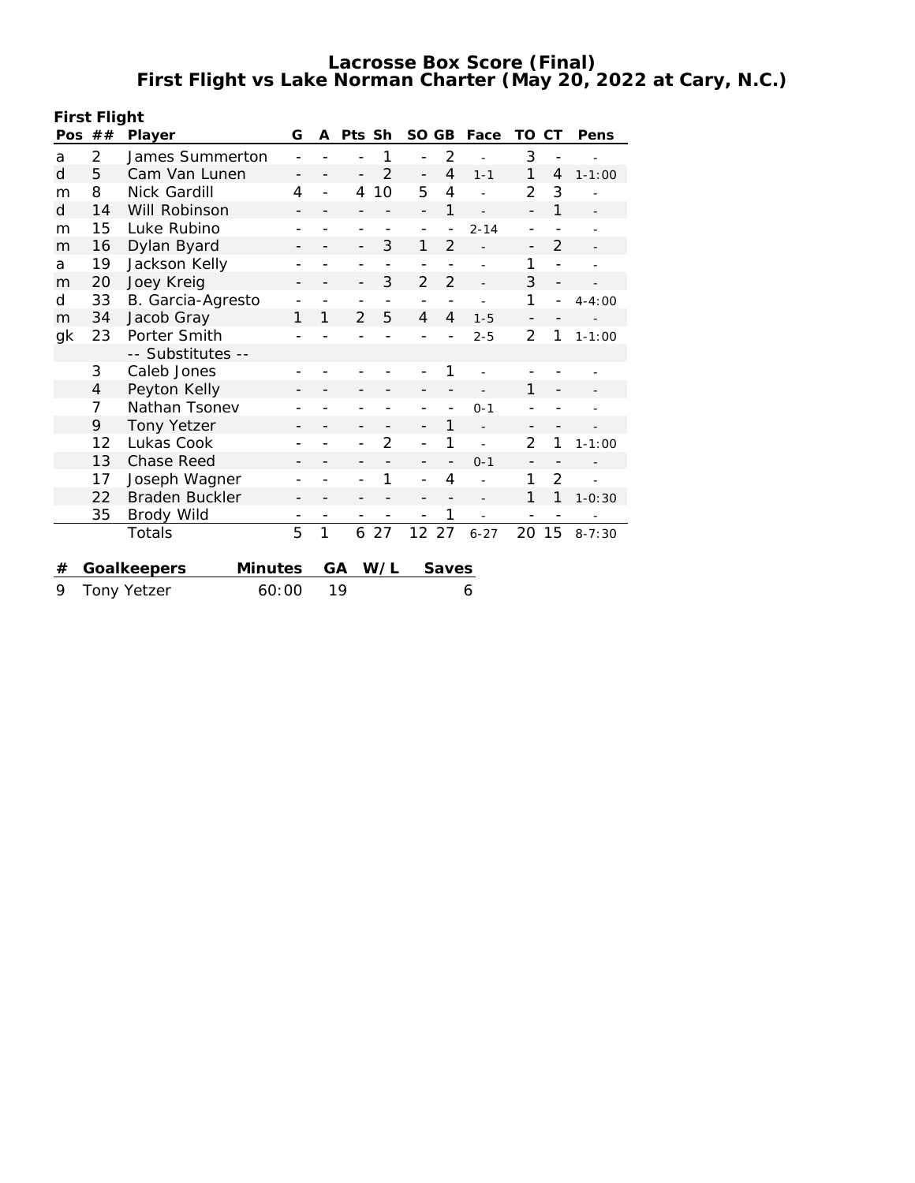# Lacrosse Box Score (Final)
## First Flight vs Lake Norman Charter (May 20, 2022 at Cary, N.C.)

**First Flight**

| Pos | ## | Player | G | A | Pts | Sh | SO | GB | Face | TO | CT | Pens |
|---|---|---|---|---|---|---|---|---|---|---|---|---|
| a | 2 | James Summerton | - | - | - | 1 | - | 2 | - | 3 | - | - |
| d | 5 | Cam Van Lunen | - | - | - | 2 | - | 4 | 1-1 | 1 | 4 | 1-1:00 |
| m | 8 | Nick Gardill | 4 | - | 4 | 10 | 5 | 4 | - | 2 | 3 | - |
| d | 14 | Will Robinson | - | - | - | - | - | 1 | - | - | 1 | - |
| m | 15 | Luke Rubino | - | - | - | - | - | - | 2-14 | - | - | - |
| m | 16 | Dylan Byard | - | - | - | 3 | 1 | 2 | - | - | 2 | - |
| a | 19 | Jackson Kelly | - | - | - | - | - | - | - | 1 | - | - |
| m | 20 | Joey Kreig | - | - | - | 3 | 2 | 2 | - | 3 | - | - |
| d | 33 | B. Garcia-Agresto | - | - | - | - | - | - | - | 1 | - | 4-4:00 |
| m | 34 | Jacob Gray | 1 | 1 | 2 | 5 | 4 | 4 | 1-5 | - | - | - |
| gk | 23 | Porter Smith | - | - | - | - | - | - | 2-5 | 2 | 1 | 1-1:00 |
| | | -- Substitutes -- | | | | | | | | | | |
| | 3 | Caleb Jones | - | - | - | - | - | 1 | - | - | - | - |
| | 4 | Peyton Kelly | - | - | - | - | - | - | - | 1 | - | - |
| | 7 | Nathan Tsonev | - | - | - | - | - | - | 0-1 | - | - | - |
| | 9 | Tony Yetzer | - | - | - | - | - | 1 | - | - | - | - |
| | 12 | Lukas Cook | - | - | - | 2 | - | 1 | - | 2 | 1 | 1-1:00 |
| | 13 | Chase Reed | - | - | - | - | - | - | 0-1 | - | - | - |
| | 17 | Joseph Wagner | - | - | - | 1 | - | 4 | - | 1 | 2 | - |
| | 22 | Braden Buckler | - | - | - | - | - | - | - | 1 | 1 | 1-0:30 |
| | 35 | Brody Wild | - | - | - | - | - | 1 | - | - | - | - |
| | | Totals | 5 | 1 | 6 | 27 | 12 | 27 | 6-27 | 20 | 15 | 8-7:30 |

| # | Goalkeepers | Minutes | GA | W/L | Saves |
|---|---|---|---|---|---|
| 9 | Tony Yetzer | 60:00 | 19 | | 6 |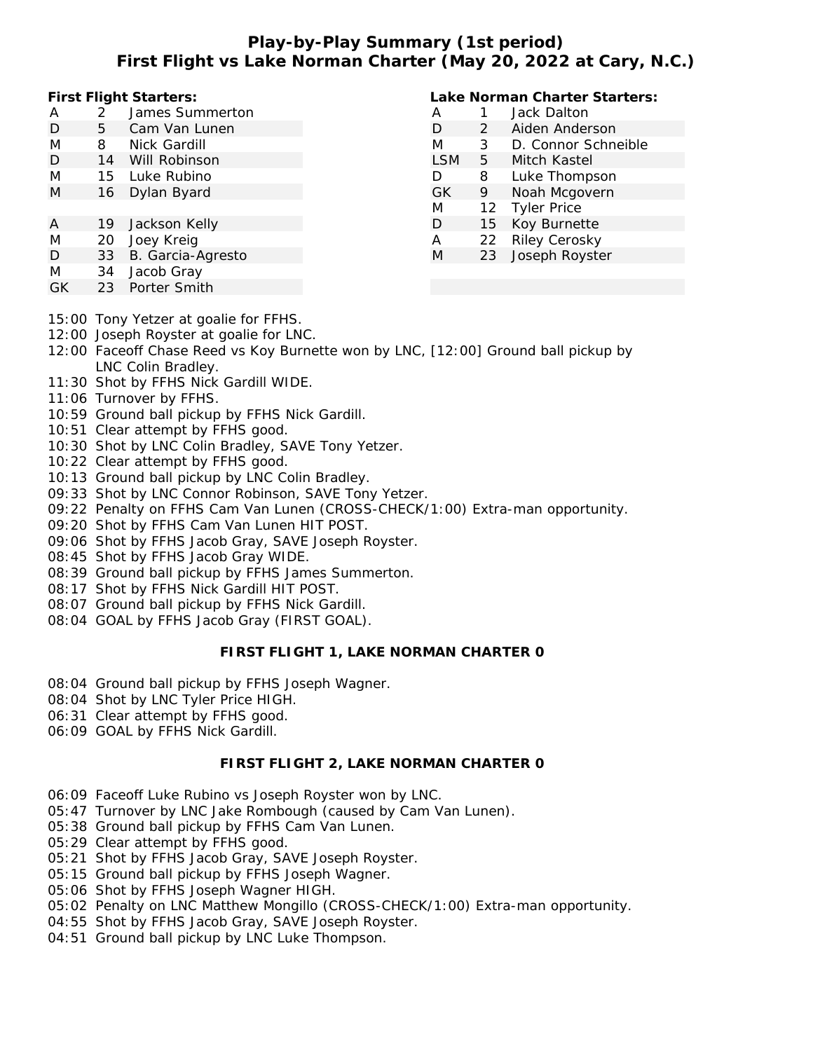# Play-by-Play Summary (1st period)
## First Flight vs Lake Norman Charter (May 20, 2022 at Cary, N.C.)

**First Flight Starters:**

| Pos | No. | Name |
|---|---|---|
| A | 2 | James Summerton |
| D | 5 | Cam Van Lunen |
| M | 8 | Nick Gardill |
| D | 14 | Will Robinson |
| M | 15 | Luke Rubino |
| M | 16 | Dylan Byard |
| | | |
| A | 19 | Jackson Kelly |
| M | 20 | Joey Kreig |
| D | 33 | B. Garcia-Agresto |
| M | 34 | Jacob Gray |
| GK | 23 | Porter Smith |

**Lake Norman Charter Starters:**

| Pos | No. | Name |
|---|---|---|
| A | 1 | Jack Dalton |
| D | 2 | Aiden Anderson |
| M | 3 | D. Connor Schneible |
| LSM | 5 | Mitch Kastel |
| D | 8 | Luke Thompson |
| GK | 9 | Noah Mcgovern |
| M | 12 | Tyler Price |
| D | 15 | Koy Burnette |
| A | 22 | Riley Cerosky |
| M | 23 | Joseph Royster |

15:00 Tony Yetzer at goalie for FFHS.
12:00 Joseph Royster at goalie for LNC.
12:00 Faceoff Chase Reed vs Koy Burnette won by LNC, [12:00] Ground ball pickup by LNC Colin Bradley.
11:30 Shot by FFHS Nick Gardill WIDE.
11:06 Turnover by FFHS.
10:59 Ground ball pickup by FFHS Nick Gardill.
10:51 Clear attempt by FFHS good.
10:30 Shot by LNC Colin Bradley, SAVE Tony Yetzer.
10:22 Clear attempt by FFHS good.
10:13 Ground ball pickup by LNC Colin Bradley.
09:33 Shot by LNC Connor Robinson, SAVE Tony Yetzer.
09:22 Penalty on FFHS Cam Van Lunen (CROSS-CHECK/1:00) Extra-man opportunity.
09:20 Shot by FFHS Cam Van Lunen HIT POST.
09:06 Shot by FFHS Jacob Gray, SAVE Joseph Royster.
08:45 Shot by FFHS Jacob Gray WIDE.
08:39 Ground ball pickup by FFHS James Summerton.
08:17 Shot by FFHS Nick Gardill HIT POST.
08:07 Ground ball pickup by FFHS Nick Gardill.
08:04 GOAL by FFHS Jacob Gray (FIRST GOAL).

**FIRST FLIGHT 1, LAKE NORMAN CHARTER 0**

08:04 Ground ball pickup by FFHS Joseph Wagner.
08:04 Shot by LNC Tyler Price HIGH.
06:31 Clear attempt by FFHS good.
06:09 GOAL by FFHS Nick Gardill.

**FIRST FLIGHT 2, LAKE NORMAN CHARTER 0**

06:09 Faceoff Luke Rubino vs Joseph Royster won by LNC.
05:47 Turnover by LNC Jake Rombough (caused by Cam Van Lunen).
05:38 Ground ball pickup by FFHS Cam Van Lunen.
05:29 Clear attempt by FFHS good.
05:21 Shot by FFHS Jacob Gray, SAVE Joseph Royster.
05:15 Ground ball pickup by FFHS Joseph Wagner.
05:06 Shot by FFHS Joseph Wagner HIGH.
05:02 Penalty on LNC Matthew Mongillo (CROSS-CHECK/1:00) Extra-man opportunity.
04:55 Shot by FFHS Jacob Gray, SAVE Joseph Royster.
04:51 Ground ball pickup by LNC Luke Thompson.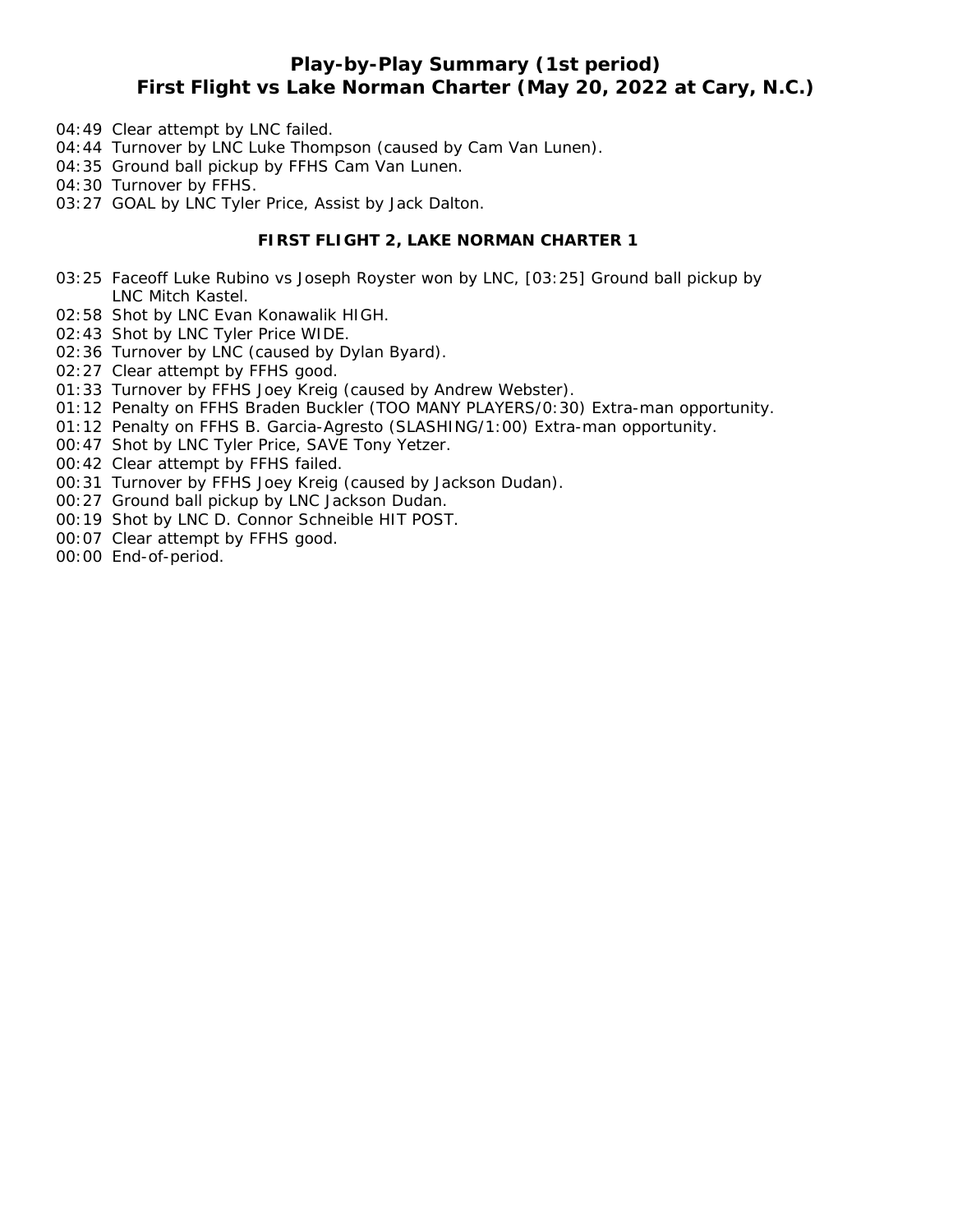## Play-by-Play Summary (1st period)
## First Flight vs Lake Norman Charter (May 20, 2022 at Cary, N.C.)

04:49 Clear attempt by LNC failed.
04:44 Turnover by LNC Luke Thompson (caused by Cam Van Lunen).
04:35 Ground ball pickup by FFHS Cam Van Lunen.
04:30 Turnover by FFHS.
03:27 GOAL by LNC Tyler Price, Assist by Jack Dalton.

**FIRST FLIGHT 2, LAKE NORMAN CHARTER 1**

03:25 Faceoff Luke Rubino vs Joseph Royster won by LNC, [03:25] Ground ball pickup by LNC Mitch Kastel.
02:58 Shot by LNC Evan Konawalik HIGH.
02:43 Shot by LNC Tyler Price WIDE.
02:36 Turnover by LNC (caused by Dylan Byard).
02:27 Clear attempt by FFHS good.
01:33 Turnover by FFHS Joey Kreig (caused by Andrew Webster).
01:12 Penalty on FFHS Braden Buckler (TOO MANY PLAYERS/0:30) Extra-man opportunity.
01:12 Penalty on FFHS B. Garcia-Agresto (SLASHING/1:00) Extra-man opportunity.
00:47 Shot by LNC Tyler Price, SAVE Tony Yetzer.
00:42 Clear attempt by FFHS failed.
00:31 Turnover by FFHS Joey Kreig (caused by Jackson Dudan).
00:27 Ground ball pickup by LNC Jackson Dudan.
00:19 Shot by LNC D. Connor Schneible HIT POST.
00:07 Clear attempt by FFHS good.
00:00 End-of-period.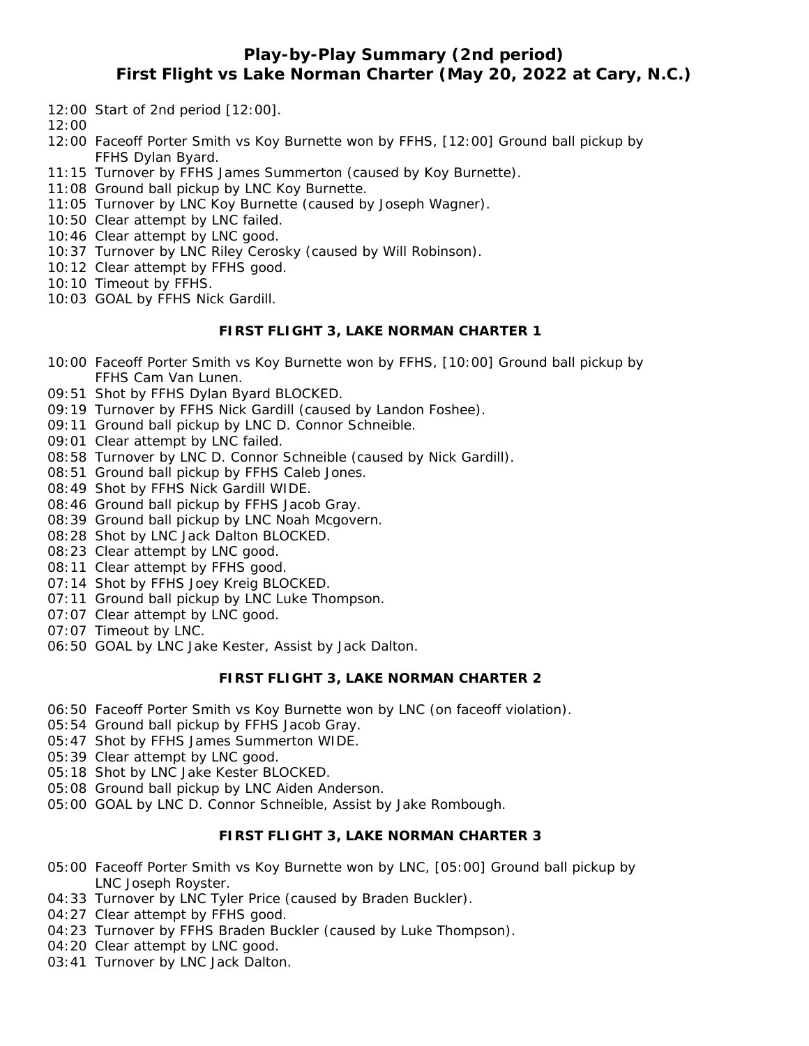# Play-by-Play Summary (2nd period)
# First Flight vs Lake Norman Charter (May 20, 2022 at Cary, N.C.)

12:00 Start of 2nd period [12:00].
12:00
12:00 Faceoff Porter Smith vs Koy Burnette won by FFHS, [12:00] Ground ball pickup by FFHS Dylan Byard.
11:15 Turnover by FFHS James Summerton (caused by Koy Burnette).
11:08 Ground ball pickup by LNC Koy Burnette.
11:05 Turnover by LNC Koy Burnette (caused by Joseph Wagner).
10:50 Clear attempt by LNC failed.
10:46 Clear attempt by LNC good.
10:37 Turnover by LNC Riley Cerosky (caused by Will Robinson).
10:12 Clear attempt by FFHS good.
10:10 Timeout by FFHS.
10:03 GOAL by FFHS Nick Gardill.

**FIRST FLIGHT 3, LAKE NORMAN CHARTER 1**

10:00 Faceoff Porter Smith vs Koy Burnette won by FFHS, [10:00] Ground ball pickup by FFHS Cam Van Lunen.
09:51 Shot by FFHS Dylan Byard BLOCKED.
09:19 Turnover by FFHS Nick Gardill (caused by Landon Foshee).
09:11 Ground ball pickup by LNC D. Connor Schneible.
09:01 Clear attempt by LNC failed.
08:58 Turnover by LNC D. Connor Schneible (caused by Nick Gardill).
08:51 Ground ball pickup by FFHS Caleb Jones.
08:49 Shot by FFHS Nick Gardill WIDE.
08:46 Ground ball pickup by FFHS Jacob Gray.
08:39 Ground ball pickup by LNC Noah Mcgovern.
08:28 Shot by LNC Jack Dalton BLOCKED.
08:23 Clear attempt by LNC good.
08:11 Clear attempt by FFHS good.
07:14 Shot by FFHS Joey Kreig BLOCKED.
07:11 Ground ball pickup by LNC Luke Thompson.
07:07 Clear attempt by LNC good.
07:07 Timeout by LNC.
06:50 GOAL by LNC Jake Kester, Assist by Jack Dalton.

**FIRST FLIGHT 3, LAKE NORMAN CHARTER 2**

06:50 Faceoff Porter Smith vs Koy Burnette won by LNC (on faceoff violation).
05:54 Ground ball pickup by FFHS Jacob Gray.
05:47 Shot by FFHS James Summerton WIDE.
05:39 Clear attempt by LNC good.
05:18 Shot by LNC Jake Kester BLOCKED.
05:08 Ground ball pickup by LNC Aiden Anderson.
05:00 GOAL by LNC D. Connor Schneible, Assist by Jake Rombough.

**FIRST FLIGHT 3, LAKE NORMAN CHARTER 3**

05:00 Faceoff Porter Smith vs Koy Burnette won by LNC, [05:00] Ground ball pickup by LNC Joseph Royster.
04:33 Turnover by LNC Tyler Price (caused by Braden Buckler).
04:27 Clear attempt by FFHS good.
04:23 Turnover by FFHS Braden Buckler (caused by Luke Thompson).
04:20 Clear attempt by LNC good.
03:41 Turnover by LNC Jack Dalton.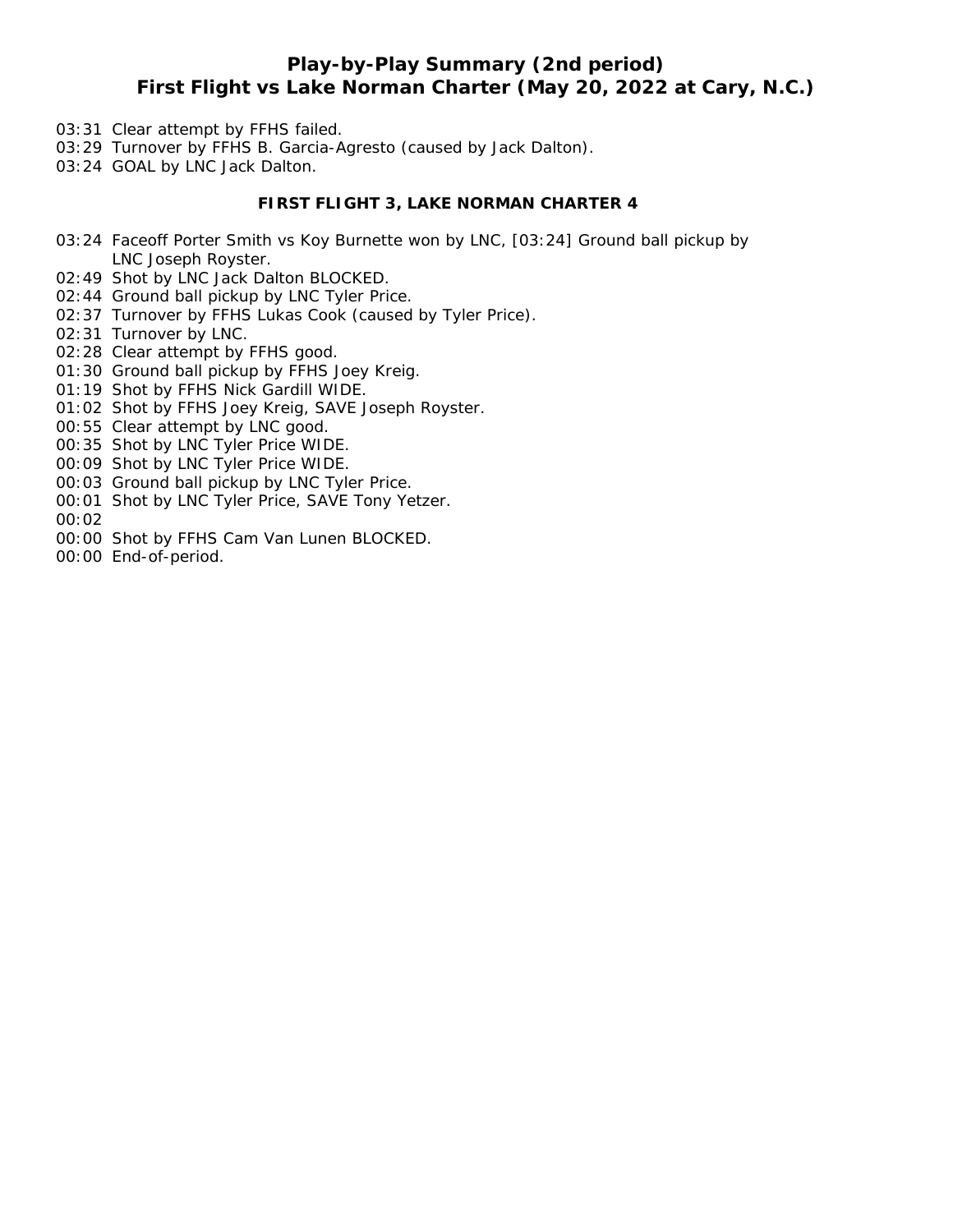# Play-by-Play Summary (2nd period)
# First Flight vs Lake Norman Charter (May 20, 2022 at Cary, N.C.)

03:31 Clear attempt by FFHS failed.
03:29 Turnover by FFHS B. Garcia-Agresto (caused by Jack Dalton).
03:24 GOAL by LNC Jack Dalton.

**FIRST FLIGHT 3, LAKE NORMAN CHARTER 4**

03:24 Faceoff Porter Smith vs Koy Burnette won by LNC, [03:24] Ground ball pickup by LNC Joseph Royster.
02:49 Shot by LNC Jack Dalton BLOCKED.
02:44 Ground ball pickup by LNC Tyler Price.
02:37 Turnover by FFHS Lukas Cook (caused by Tyler Price).
02:31 Turnover by LNC.
02:28 Clear attempt by FFHS good.
01:30 Ground ball pickup by FFHS Joey Kreig.
01:19 Shot by FFHS Nick Gardill WIDE.
01:02 Shot by FFHS Joey Kreig, SAVE Joseph Royster.
00:55 Clear attempt by LNC good.
00:35 Shot by LNC Tyler Price WIDE.
00:09 Shot by LNC Tyler Price WIDE.
00:03 Ground ball pickup by LNC Tyler Price.
00:01 Shot by LNC Tyler Price, SAVE Tony Yetzer.
00:02
00:00 Shot by FFHS Cam Van Lunen BLOCKED.
00:00 End-of-period.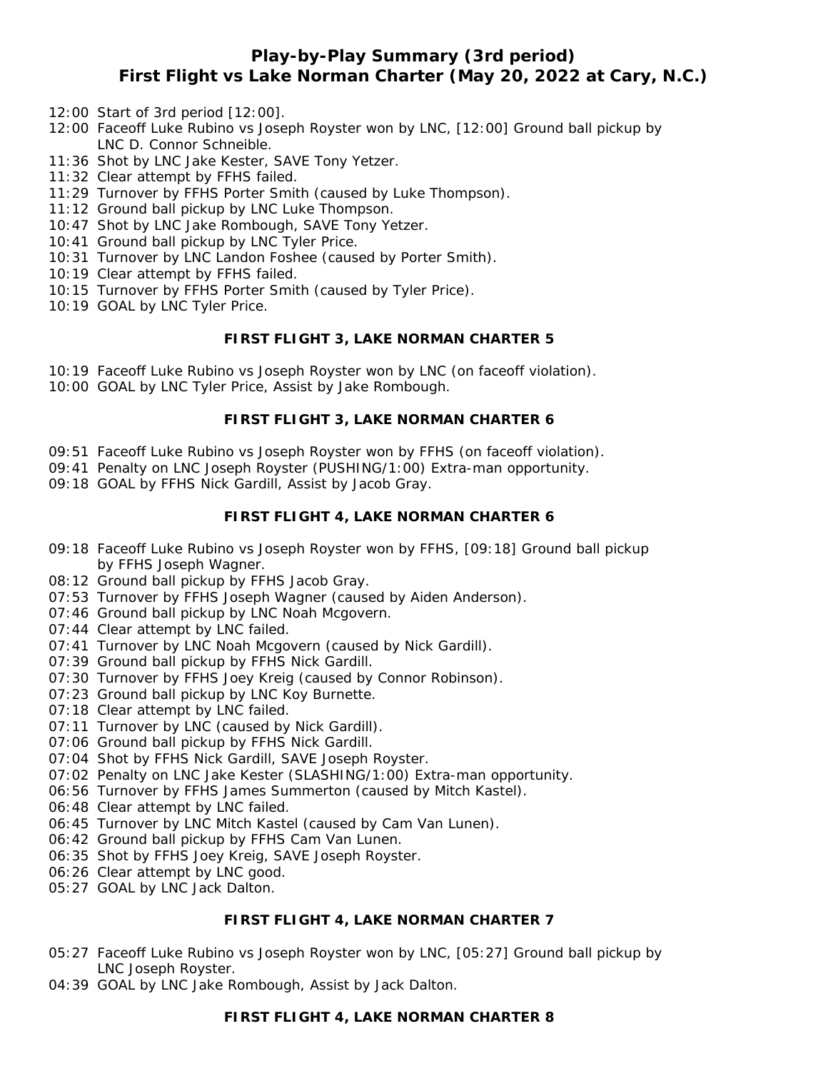# Play-by-Play Summary (3rd period)
## First Flight vs Lake Norman Charter (May 20, 2022 at Cary, N.C.)

12:00 Start of 3rd period [12:00].
12:00 Faceoff Luke Rubino vs Joseph Royster won by LNC, [12:00] Ground ball pickup by LNC D. Connor Schneible.
11:36 Shot by LNC Jake Kester, SAVE Tony Yetzer.
11:32 Clear attempt by FFHS failed.
11:29 Turnover by FFHS Porter Smith (caused by Luke Thompson).
11:12 Ground ball pickup by LNC Luke Thompson.
10:47 Shot by LNC Jake Rombough, SAVE Tony Yetzer.
10:41 Ground ball pickup by LNC Tyler Price.
10:31 Turnover by LNC Landon Foshee (caused by Porter Smith).
10:19 Clear attempt by FFHS failed.
10:15 Turnover by FFHS Porter Smith (caused by Tyler Price).
10:19 GOAL by LNC Tyler Price.

**FIRST FLIGHT 3, LAKE NORMAN CHARTER 5**

10:19 Faceoff Luke Rubino vs Joseph Royster won by LNC (on faceoff violation).
10:00 GOAL by LNC Tyler Price, Assist by Jake Rombough.

**FIRST FLIGHT 3, LAKE NORMAN CHARTER 6**

09:51 Faceoff Luke Rubino vs Joseph Royster won by FFHS (on faceoff violation).
09:41 Penalty on LNC Joseph Royster (PUSHING/1:00) Extra-man opportunity.
09:18 GOAL by FFHS Nick Gardill, Assist by Jacob Gray.

**FIRST FLIGHT 4, LAKE NORMAN CHARTER 6**

09:18 Faceoff Luke Rubino vs Joseph Royster won by FFHS, [09:18] Ground ball pickup by FFHS Joseph Wagner.
08:12 Ground ball pickup by FFHS Jacob Gray.
07:53 Turnover by FFHS Joseph Wagner (caused by Aiden Anderson).
07:46 Ground ball pickup by LNC Noah Mcgovern.
07:44 Clear attempt by LNC failed.
07:41 Turnover by LNC Noah Mcgovern (caused by Nick Gardill).
07:39 Ground ball pickup by FFHS Nick Gardill.
07:30 Turnover by FFHS Joey Kreig (caused by Connor Robinson).
07:23 Ground ball pickup by LNC Koy Burnette.
07:18 Clear attempt by LNC failed.
07:11 Turnover by LNC (caused by Nick Gardill).
07:06 Ground ball pickup by FFHS Nick Gardill.
07:04 Shot by FFHS Nick Gardill, SAVE Joseph Royster.
07:02 Penalty on LNC Jake Kester (SLASHING/1:00) Extra-man opportunity.
06:56 Turnover by FFHS James Summerton (caused by Mitch Kastel).
06:48 Clear attempt by LNC failed.
06:45 Turnover by LNC Mitch Kastel (caused by Cam Van Lunen).
06:42 Ground ball pickup by FFHS Cam Van Lunen.
06:35 Shot by FFHS Joey Kreig, SAVE Joseph Royster.
06:26 Clear attempt by LNC good.
05:27 GOAL by LNC Jack Dalton.

**FIRST FLIGHT 4, LAKE NORMAN CHARTER 7**

05:27 Faceoff Luke Rubino vs Joseph Royster won by LNC, [05:27] Ground ball pickup by LNC Joseph Royster.
04:39 GOAL by LNC Jake Rombough, Assist by Jack Dalton.

**FIRST FLIGHT 4, LAKE NORMAN CHARTER 8**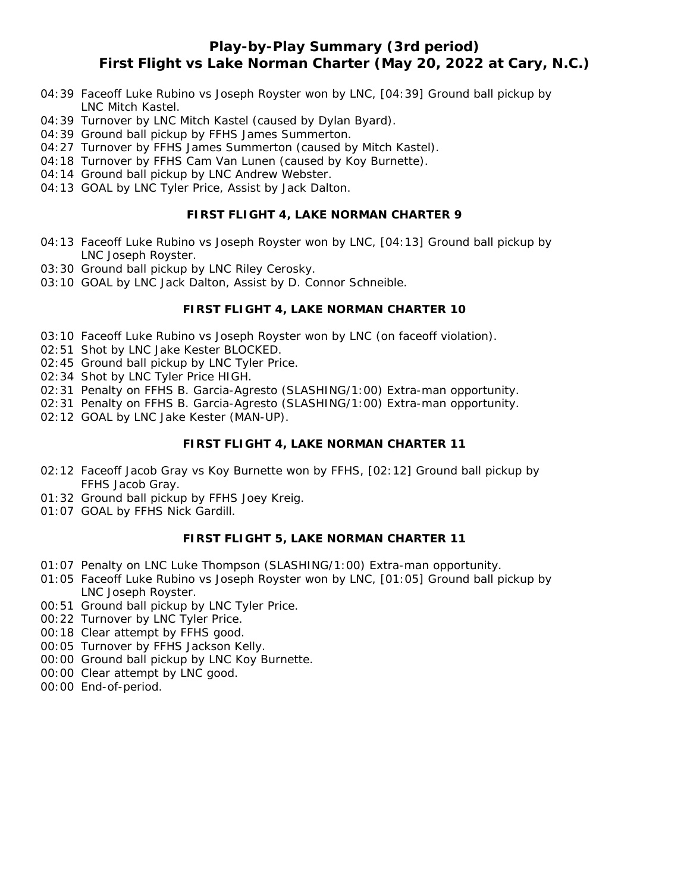# Play-by-Play Summary (3rd period)
# First Flight vs Lake Norman Charter (May 20, 2022 at Cary, N.C.)

- 04:39 Faceoff Luke Rubino vs Joseph Royster won by LNC, [04:39] Ground ball pickup by LNC Mitch Kastel.
- 04:39 Turnover by LNC Mitch Kastel (caused by Dylan Byard).
- 04:39 Ground ball pickup by FFHS James Summerton.
- 04:27 Turnover by FFHS James Summerton (caused by Mitch Kastel).
- 04:18 Turnover by FFHS Cam Van Lunen (caused by Koy Burnette).
- 04:14 Ground ball pickup by LNC Andrew Webster.
- 04:13 GOAL by LNC Tyler Price, Assist by Jack Dalton.

**FIRST FLIGHT 4, LAKE NORMAN CHARTER 9**

- 04:13 Faceoff Luke Rubino vs Joseph Royster won by LNC, [04:13] Ground ball pickup by LNC Joseph Royster.
- 03:30 Ground ball pickup by LNC Riley Cerosky.
- 03:10 GOAL by LNC Jack Dalton, Assist by D. Connor Schneible.

**FIRST FLIGHT 4, LAKE NORMAN CHARTER 10**

- 03:10 Faceoff Luke Rubino vs Joseph Royster won by LNC (on faceoff violation).
- 02:51 Shot by LNC Jake Kester BLOCKED.
- 02:45 Ground ball pickup by LNC Tyler Price.
- 02:34 Shot by LNC Tyler Price HIGH.
- 02:31 Penalty on FFHS B. Garcia-Agresto (SLASHING/1:00) Extra-man opportunity.
- 02:31 Penalty on FFHS B. Garcia-Agresto (SLASHING/1:00) Extra-man opportunity.
- 02:12 GOAL by LNC Jake Kester (MAN-UP).

**FIRST FLIGHT 4, LAKE NORMAN CHARTER 11**

- 02:12 Faceoff Jacob Gray vs Koy Burnette won by FFHS, [02:12] Ground ball pickup by FFHS Jacob Gray.
- 01:32 Ground ball pickup by FFHS Joey Kreig.
- 01:07 GOAL by FFHS Nick Gardill.

**FIRST FLIGHT 5, LAKE NORMAN CHARTER 11**

- 01:07 Penalty on LNC Luke Thompson (SLASHING/1:00) Extra-man opportunity.
- 01:05 Faceoff Luke Rubino vs Joseph Royster won by LNC, [01:05] Ground ball pickup by LNC Joseph Royster.
- 00:51 Ground ball pickup by LNC Tyler Price.
- 00:22 Turnover by LNC Tyler Price.
- 00:18 Clear attempt by FFHS good.
- 00:05 Turnover by FFHS Jackson Kelly.
- 00:00 Ground ball pickup by LNC Koy Burnette.
- 00:00 Clear attempt by LNC good.
- 00:00 End-of-period.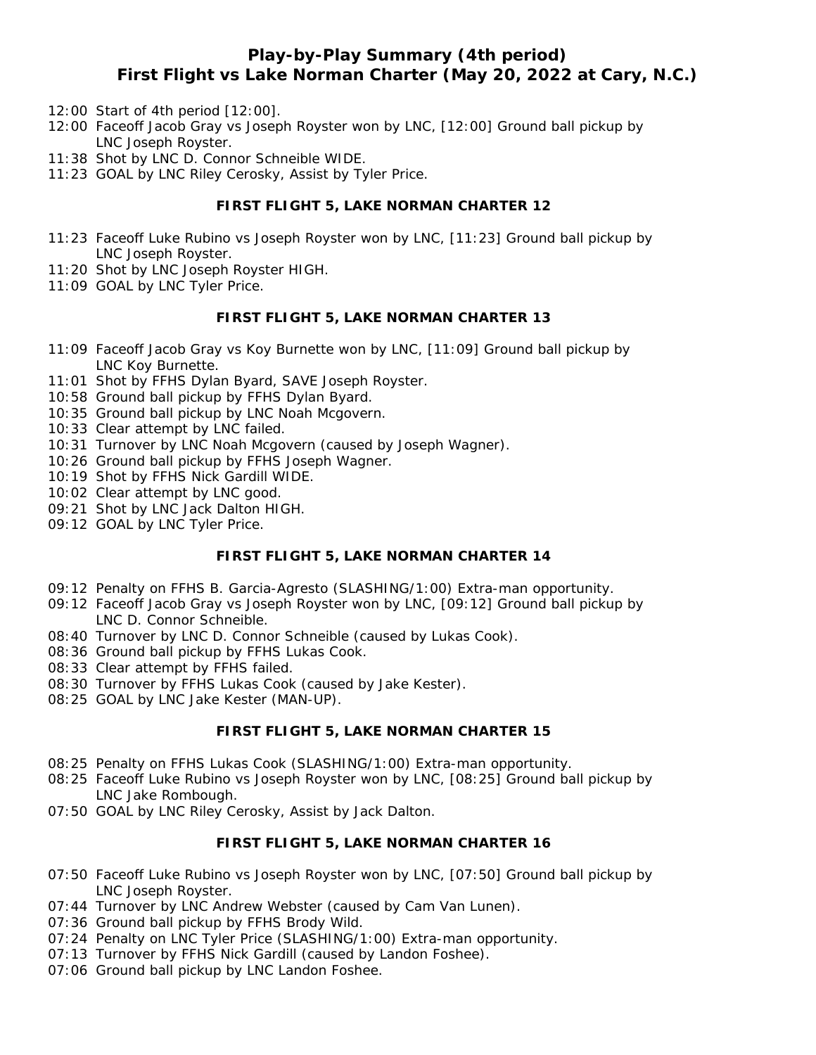# Play-by-Play Summary (4th period)
## First Flight vs Lake Norman Charter (May 20, 2022 at Cary, N.C.)

- 12:00 Start of 4th period [12:00].
- 12:00 Faceoff Jacob Gray vs Joseph Royster won by LNC, [12:00] Ground ball pickup by LNC Joseph Royster.
- 11:38 Shot by LNC D. Connor Schneible WIDE.
- 11:23 GOAL by LNC Riley Cerosky, Assist by Tyler Price.

**FIRST FLIGHT 5, LAKE NORMAN CHARTER 12**

- 11:23 Faceoff Luke Rubino vs Joseph Royster won by LNC, [11:23] Ground ball pickup by LNC Joseph Royster.
- 11:20 Shot by LNC Joseph Royster HIGH.
- 11:09 GOAL by LNC Tyler Price.

**FIRST FLIGHT 5, LAKE NORMAN CHARTER 13**

- 11:09 Faceoff Jacob Gray vs Koy Burnette won by LNC, [11:09] Ground ball pickup by LNC Koy Burnette.
- 11:01 Shot by FFHS Dylan Byard, SAVE Joseph Royster.
- 10:58 Ground ball pickup by FFHS Dylan Byard.
- 10:35 Ground ball pickup by LNC Noah Mcgovern.
- 10:33 Clear attempt by LNC failed.
- 10:31 Turnover by LNC Noah Mcgovern (caused by Joseph Wagner).
- 10:26 Ground ball pickup by FFHS Joseph Wagner.
- 10:19 Shot by FFHS Nick Gardill WIDE.
- 10:02 Clear attempt by LNC good.
- 09:21 Shot by LNC Jack Dalton HIGH.
- 09:12 GOAL by LNC Tyler Price.

**FIRST FLIGHT 5, LAKE NORMAN CHARTER 14**

- 09:12 Penalty on FFHS B. Garcia-Agresto (SLASHING/1:00) Extra-man opportunity.
- 09:12 Faceoff Jacob Gray vs Joseph Royster won by LNC, [09:12] Ground ball pickup by LNC D. Connor Schneible.
- 08:40 Turnover by LNC D. Connor Schneible (caused by Lukas Cook).
- 08:36 Ground ball pickup by FFHS Lukas Cook.
- 08:33 Clear attempt by FFHS failed.
- 08:30 Turnover by FFHS Lukas Cook (caused by Jake Kester).
- 08:25 GOAL by LNC Jake Kester (MAN-UP).

**FIRST FLIGHT 5, LAKE NORMAN CHARTER 15**

- 08:25 Penalty on FFHS Lukas Cook (SLASHING/1:00) Extra-man opportunity.
- 08:25 Faceoff Luke Rubino vs Joseph Royster won by LNC, [08:25] Ground ball pickup by LNC Jake Rombough.
- 07:50 GOAL by LNC Riley Cerosky, Assist by Jack Dalton.

**FIRST FLIGHT 5, LAKE NORMAN CHARTER 16**

- 07:50 Faceoff Luke Rubino vs Joseph Royster won by LNC, [07:50] Ground ball pickup by LNC Joseph Royster.
- 07:44 Turnover by LNC Andrew Webster (caused by Cam Van Lunen).
- 07:36 Ground ball pickup by FFHS Brody Wild.
- 07:24 Penalty on LNC Tyler Price (SLASHING/1:00) Extra-man opportunity.
- 07:13 Turnover by FFHS Nick Gardill (caused by Landon Foshee).
- 07:06 Ground ball pickup by LNC Landon Foshee.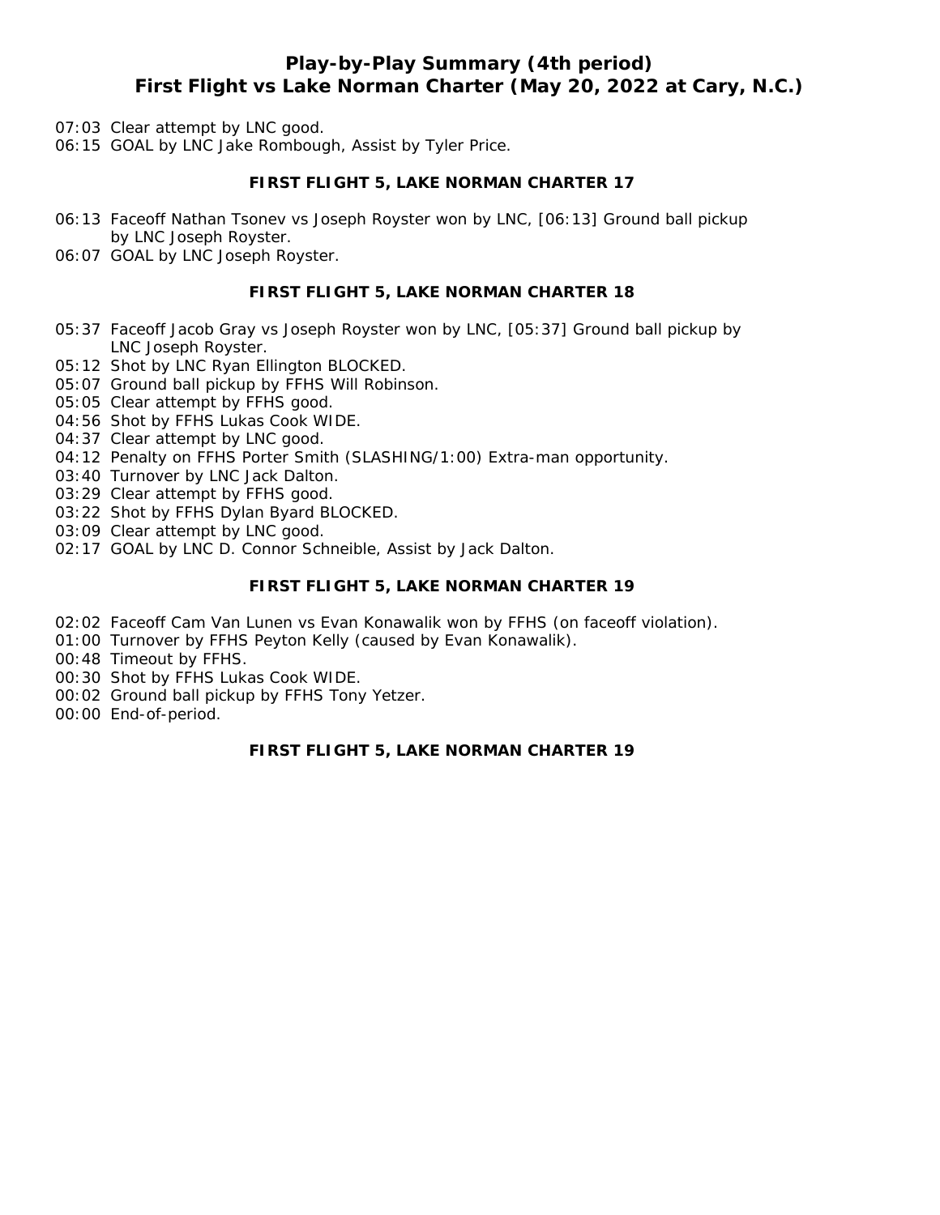# Play-by-Play Summary (4th period)
## First Flight vs Lake Norman Charter (May 20, 2022 at Cary, N.C.)

07:03 Clear attempt by LNC good.
06:15 GOAL by LNC Jake Rombough, Assist by Tyler Price.

**FIRST FLIGHT 5, LAKE NORMAN CHARTER 17**

06:13 Faceoff Nathan Tsonev vs Joseph Royster won by LNC, [06:13] Ground ball pickup by LNC Joseph Royster.
06:07 GOAL by LNC Joseph Royster.

**FIRST FLIGHT 5, LAKE NORMAN CHARTER 18**

05:37 Faceoff Jacob Gray vs Joseph Royster won by LNC, [05:37] Ground ball pickup by LNC Joseph Royster.
05:12 Shot by LNC Ryan Ellington BLOCKED.
05:07 Ground ball pickup by FFHS Will Robinson.
05:05 Clear attempt by FFHS good.
04:56 Shot by FFHS Lukas Cook WIDE.
04:37 Clear attempt by LNC good.
04:12 Penalty on FFHS Porter Smith (SLASHING/1:00) Extra-man opportunity.
03:40 Turnover by LNC Jack Dalton.
03:29 Clear attempt by FFHS good.
03:22 Shot by FFHS Dylan Byard BLOCKED.
03:09 Clear attempt by LNC good.
02:17 GOAL by LNC D. Connor Schneible, Assist by Jack Dalton.

**FIRST FLIGHT 5, LAKE NORMAN CHARTER 19**

02:02 Faceoff Cam Van Lunen vs Evan Konawalik won by FFHS (on faceoff violation).
01:00 Turnover by FFHS Peyton Kelly (caused by Evan Konawalik).
00:48 Timeout by FFHS.
00:30 Shot by FFHS Lukas Cook WIDE.
00:02 Ground ball pickup by FFHS Tony Yetzer.
00:00 End-of-period.

**FIRST FLIGHT 5, LAKE NORMAN CHARTER 19**